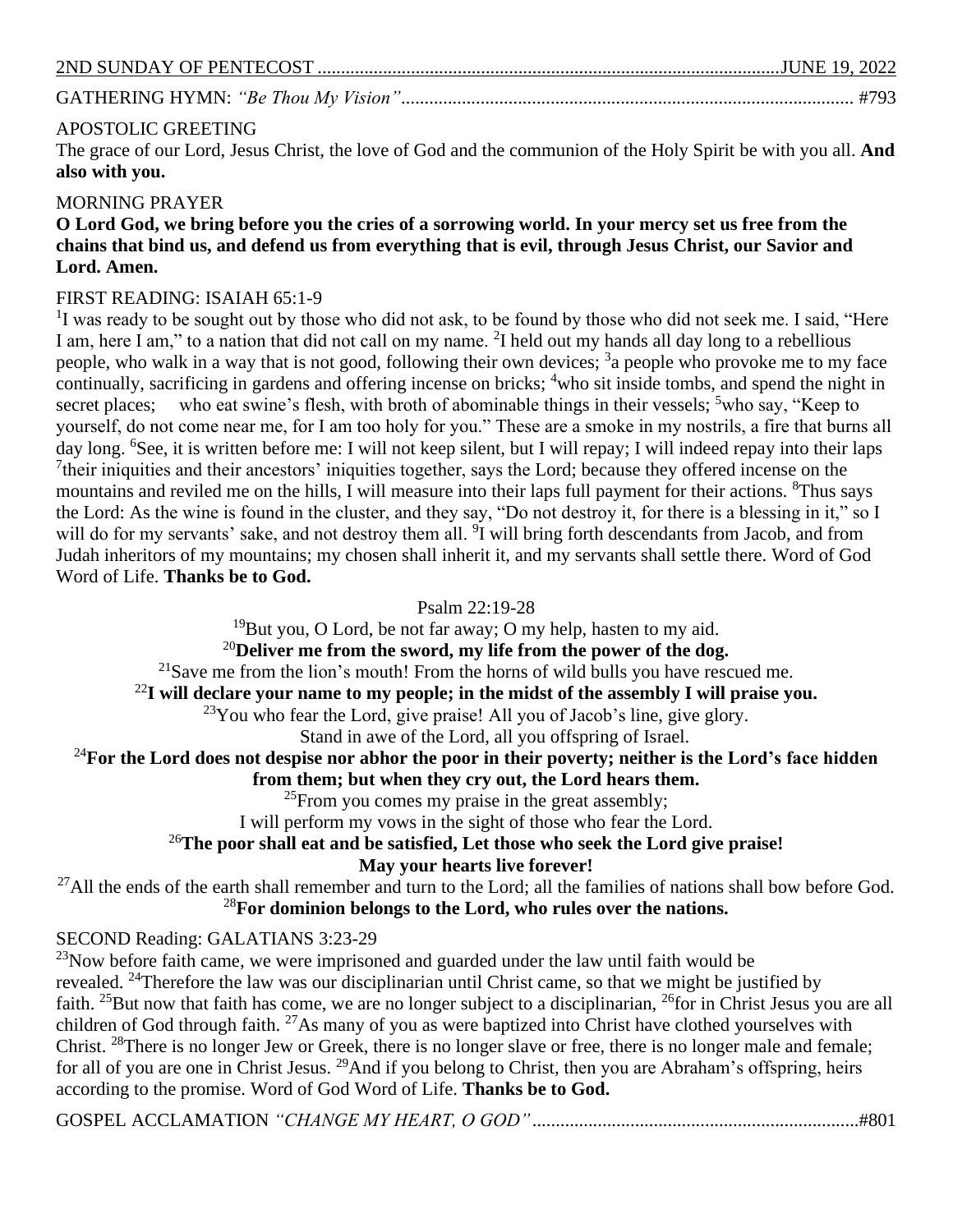2ND SUNDAY OF PENTECOST ....................................................................................................JUNE 19, 2022

GATHERING HYMN: *"Be Thou My Vision"*................................................................................................ #793

APOSTOLIC GREETING

The grace of our Lord, Jesus Christ, the love of God and the communion of the Holy Spirit be with you all. **And also with you.**

MORNING PRAYER

**O Lord God, we bring before you the cries of a sorrowing world. In your mercy set us free from the chains that bind us, and defend us from everything that is evil, through Jesus Christ, our Savior and Lord. Amen.**

FIRST READING: ISAIAH 65:1-9

[1]I was ready to be sought out by those who did not ask, to be found by those who did not seek me. I said, "Here I am, here I am," to a nation that did not call on my name. [2]I held out my hands all day long to a rebellious people, who walk in a way that is not good, following their own devices; [3]a people who provoke me to my face continually, sacrificing in gardens and offering incense on bricks; [4]who sit inside tombs, and spend the night in secret places; who eat swine's flesh, with broth of abominable things in their vessels; [5]who say, "Keep to yourself, do not come near me, for I am too holy for you." These are a smoke in my nostrils, a fire that burns all day long. [6]See, it is written before me: I will not keep silent, but I will repay; I will indeed repay into their laps [7]their iniquities and their ancestors' iniquities together, says the Lord; because they offered incense on the mountains and reviled me on the hills, I will measure into their laps full payment for their actions. [8]Thus says the Lord: As the wine is found in the cluster, and they say, "Do not destroy it, for there is a blessing in it," so I will do for my servants' sake, and not destroy them all. [9]I will bring forth descendants from Jacob, and from Judah inheritors of my mountains; my chosen shall inherit it, and my servants shall settle there. Word of God Word of Life. **Thanks be to God.**

Psalm 22:19-28

[19]But you, O Lord, be not far away; O my help, hasten to my aid.

[20]**Deliver me from the sword, my life from the power of the dog.**

[21]Save me from the lion's mouth! From the horns of wild bulls you have rescued me.

[22]**I will declare your name to my people; in the midst of the assembly I will praise you.**

[23]You who fear the Lord, give praise! All you of Jacob's line, give glory.
Stand in awe of the Lord, all you offspring of Israel.

[24]**For the Lord does not despise nor abhor the poor in their poverty; neither is the Lord's face hidden from them; but when they cry out, the Lord hears them.**

[25]From you comes my praise in the great assembly;
I will perform my vows in the sight of those who fear the Lord.

[26]**The poor shall eat and be satisfied, Let those who seek the Lord give praise!**
**May your hearts live forever!**

[27]All the ends of the earth shall remember and turn to the Lord; all the families of nations shall bow before God.

[28]**For dominion belongs to the Lord, who rules over the nations.**

SECOND Reading: GALATIANS 3:23-29

[23]Now before faith came, we were imprisoned and guarded under the law until faith would be revealed. [24]Therefore the law was our disciplinarian until Christ came, so that we might be justified by faith. [25]But now that faith has come, we are no longer subject to a disciplinarian, [26]for in Christ Jesus you are all children of God through faith. [27]As many of you as were baptized into Christ have clothed yourselves with Christ. [28]There is no longer Jew or Greek, there is no longer slave or free, there is no longer male and female; for all of you are one in Christ Jesus. [29]And if you belong to Christ, then you are Abraham's offspring, heirs according to the promise. Word of God Word of Life. **Thanks be to God.**

GOSPEL ACCLAMATION *"CHANGE MY HEART, O GOD"*......................................................................#801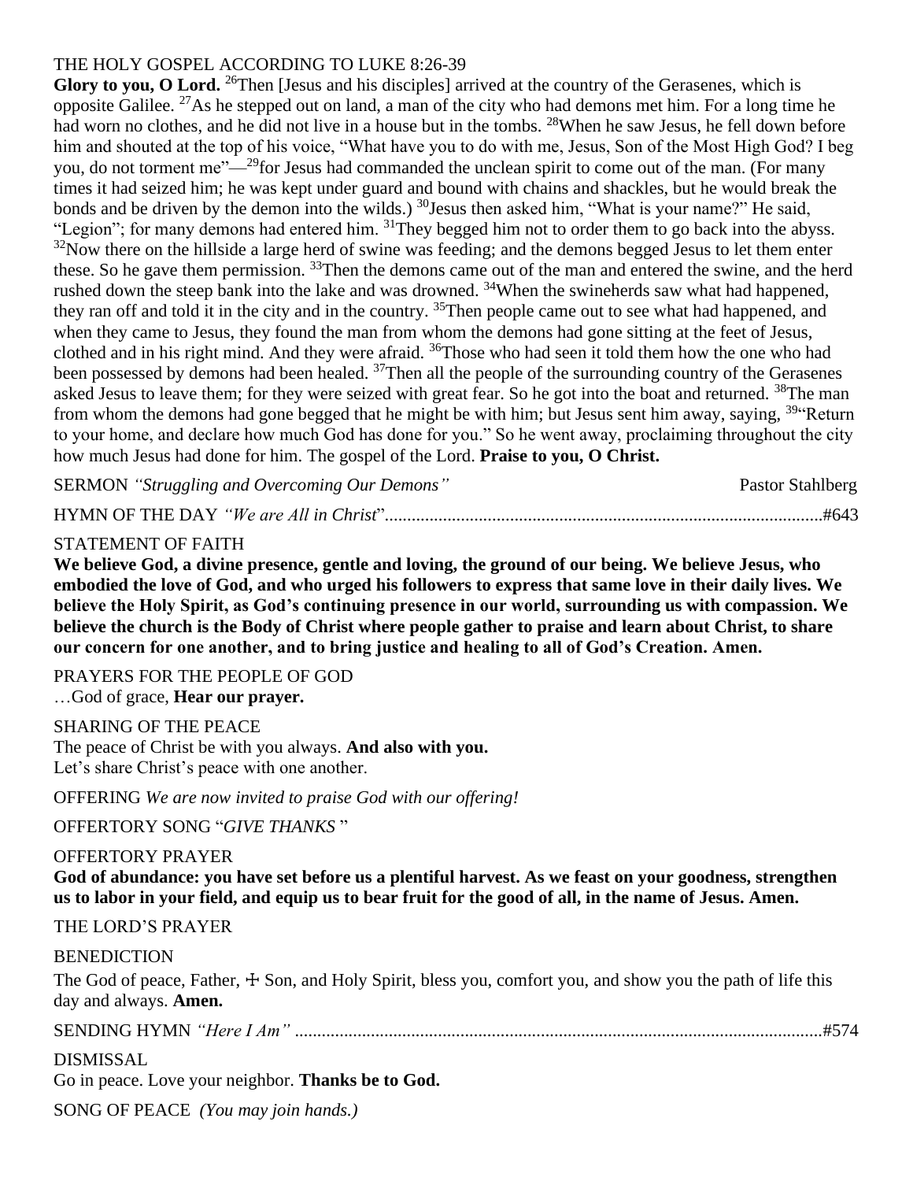THE HOLY GOSPEL ACCORDING TO LUKE 8:26-39

**Glory to you, O Lord.** [26]Then [Jesus and his disciples] arrived at the country of the Gerasenes, which is opposite Galilee. [27]As he stepped out on land, a man of the city who had demons met him. For a long time he had worn no clothes, and he did not live in a house but in the tombs. [28]When he saw Jesus, he fell down before him and shouted at the top of his voice, "What have you to do with me, Jesus, Son of the Most High God? I beg you, do not torment me"—[29]for Jesus had commanded the unclean spirit to come out of the man. (For many times it had seized him; he was kept under guard and bound with chains and shackles, but he would break the bonds and be driven by the demon into the wilds.) [30]Jesus then asked him, "What is your name?" He said, "Legion"; for many demons had entered him. [31]They begged him not to order them to go back into the abyss. [32]Now there on the hillside a large herd of swine was feeding; and the demons begged Jesus to let them enter these. So he gave them permission. [33]Then the demons came out of the man and entered the swine, and the herd rushed down the steep bank into the lake and was drowned. [34]When the swineherds saw what had happened, they ran off and told it in the city and in the country. [35]Then people came out to see what had happened, and when they came to Jesus, they found the man from whom the demons had gone sitting at the feet of Jesus, clothed and in his right mind. And they were afraid. [36]Those who had seen it told them how the one who had been possessed by demons had been healed. [37]Then all the people of the surrounding country of the Gerasenes asked Jesus to leave them; for they were seized with great fear. So he got into the boat and returned. [38]The man from whom the demons had gone begged that he might be with him; but Jesus sent him away, saying, [39]"Return to your home, and declare how much God has done for you." So he went away, proclaiming throughout the city how much Jesus had done for him. The gospel of the Lord. **Praise to you, O Christ.**

SERMON *"Struggling and Overcoming Our Demons"* Pastor Stahlberg

HYMN OF THE DAY *"We are All in Christ"*.....#643

STATEMENT OF FAITH

**We believe God, a divine presence, gentle and loving, the ground of our being. We believe Jesus, who embodied the love of God, and who urged his followers to express that same love in their daily lives. We believe the Holy Spirit, as God's continuing presence in our world, surrounding us with compassion. We believe the church is the Body of Christ where people gather to praise and learn about Christ, to share our concern for one another, and to bring justice and healing to all of God's Creation. Amen.**

PRAYERS FOR THE PEOPLE OF GOD

…God of grace, **Hear our prayer.**

SHARING OF THE PEACE

The peace of Christ be with you always. **And also with you.**

Let's share Christ's peace with one another.

OFFERING *We are now invited to praise God with our offering!*

OFFERTORY SONG "*GIVE THANKS* "

OFFERTORY PRAYER

**God of abundance: you have set before us a plentiful harvest. As we feast on your goodness, strengthen us to labor in your field, and equip us to bear fruit for the good of all, in the name of Jesus. Amen.**

THE LORD'S PRAYER

BENEDICTION

The God of peace, Father, ☩ Son, and Holy Spirit, bless you, comfort you, and show you the path of life this day and always. **Amen.**

SENDING HYMN *"Here I Am"* .....#574

DISMISSAL

Go in peace. Love your neighbor. **Thanks be to God.**

SONG OF PEACE *(You may join hands.)*